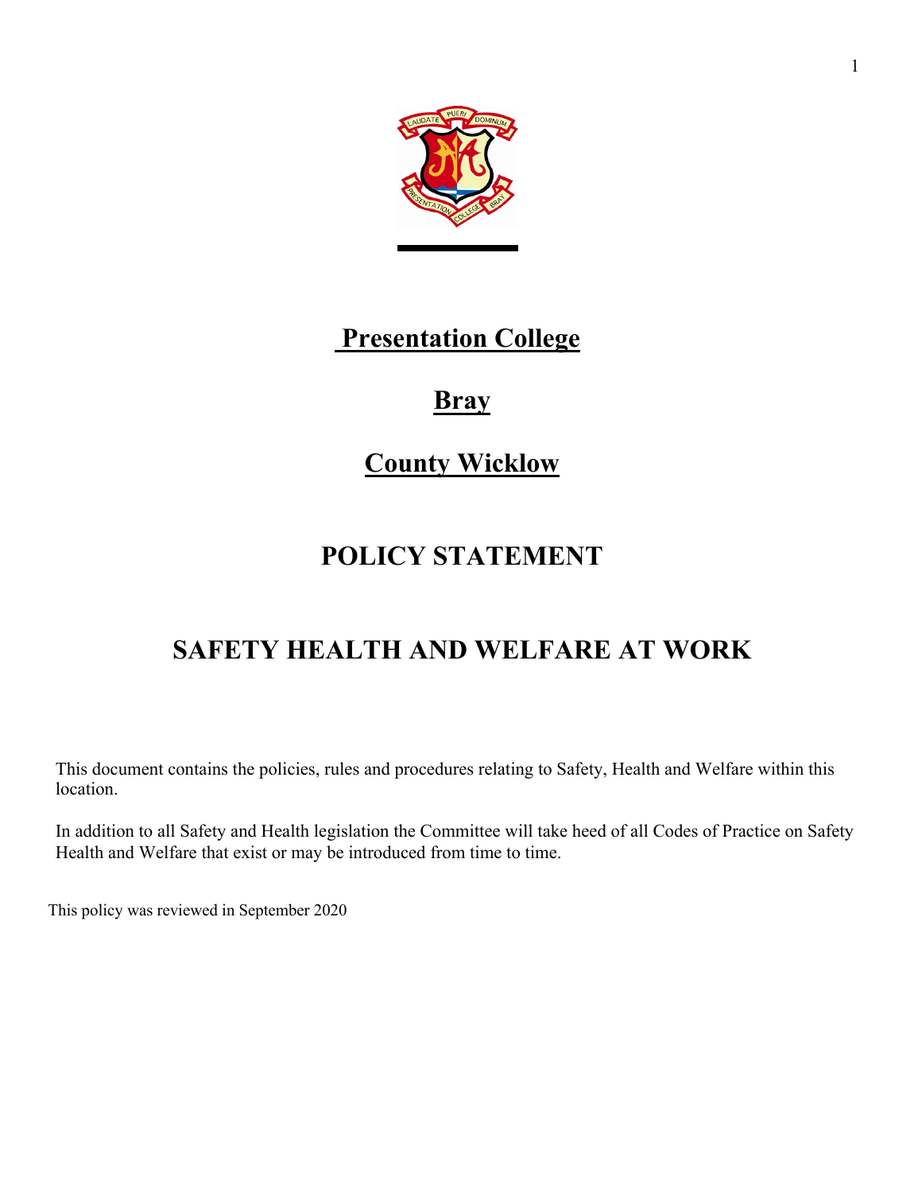# Presentation College

## Bray

## County Wicklow

# POLICY STATEMENT

# SAFETY HEALTH AND WELFARE AT WORK

This document contains the policies, rules and procedures relating to Safety, Health and Welfare within this location.

In addition to all Safety and Health legislation the Committee will take heed of all Codes of Practice on Safety Health and Welfare that exist or may be introduced from time to time.

This policy was reviewed in September 2020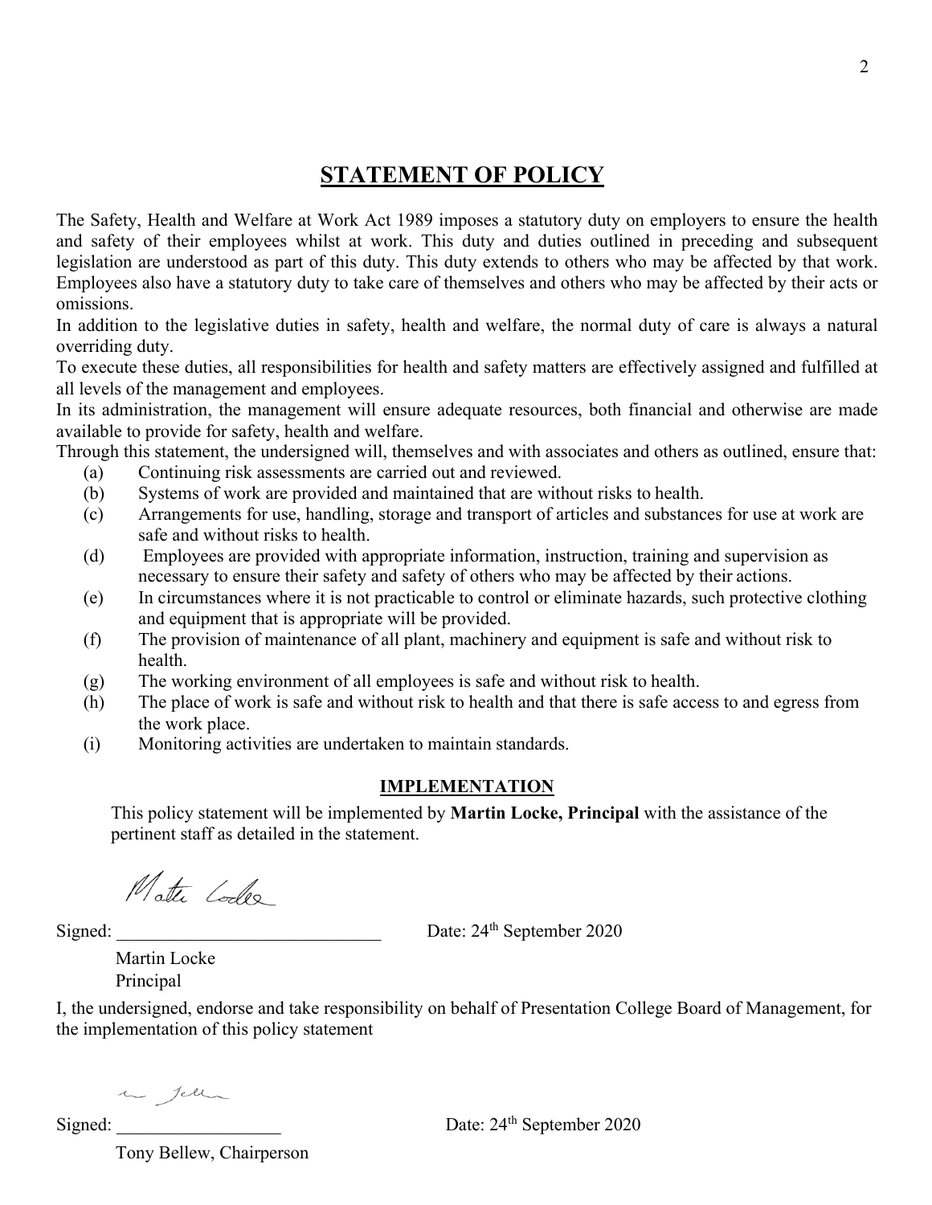# STATEMENT OF POLICY

The Safety, Health and Welfare at Work Act 1989 imposes a statutory duty on employers to ensure the health and safety of their employees whilst at work. This duty and duties outlined in preceding and subsequent legislation are understood as part of this duty. This duty extends to others who may be affected by that work. Employees also have a statutory duty to take care of themselves and others who may be affected by their acts or omissions.

In addition to the legislative duties in safety, health and welfare, the normal duty of care is always a natural overriding duty.

To execute these duties, all responsibilities for health and safety matters are effectively assigned and fulfilled at all levels of the management and employees.

In its administration, the management will ensure adequate resources, both financial and otherwise are made available to provide for safety, health and welfare.

Through this statement, the undersigned will, themselves and with associates and others as outlined, ensure that:

(a) Continuing risk assessments are carried out and reviewed.
(b) Systems of work are provided and maintained that are without risks to health.
(c) Arrangements for use, handling, storage and transport of articles and substances for use at work are safe and without risks to health.
(d) Employees are provided with appropriate information, instruction, training and supervision as necessary to ensure their safety and safety of others who may be affected by their actions.
(e) In circumstances where it is not practicable to control or eliminate hazards, such protective clothing and equipment that is appropriate will be provided.
(f) The provision of maintenance of all plant, machinery and equipment is safe and without risk to health.
(g) The working environment of all employees is safe and without risk to health.
(h) The place of work is safe and without risk to health and that there is safe access to and egress from the work place.
(i) Monitoring activities are undertaken to maintain standards.

## IMPLEMENTATION

This policy statement will be implemented by **Martin Locke, Principal** with the assistance of the pertinent staff as detailed in the statement.

Signed: ____________________________ Date: 24th September 2020

Martin Locke
Principal

I, the undersigned, endorse and take responsibility on behalf of Presentation College Board of Management, for the implementation of this policy statement

Signed: __________________ Date: 24th September 2020

Tony Bellew, Chairperson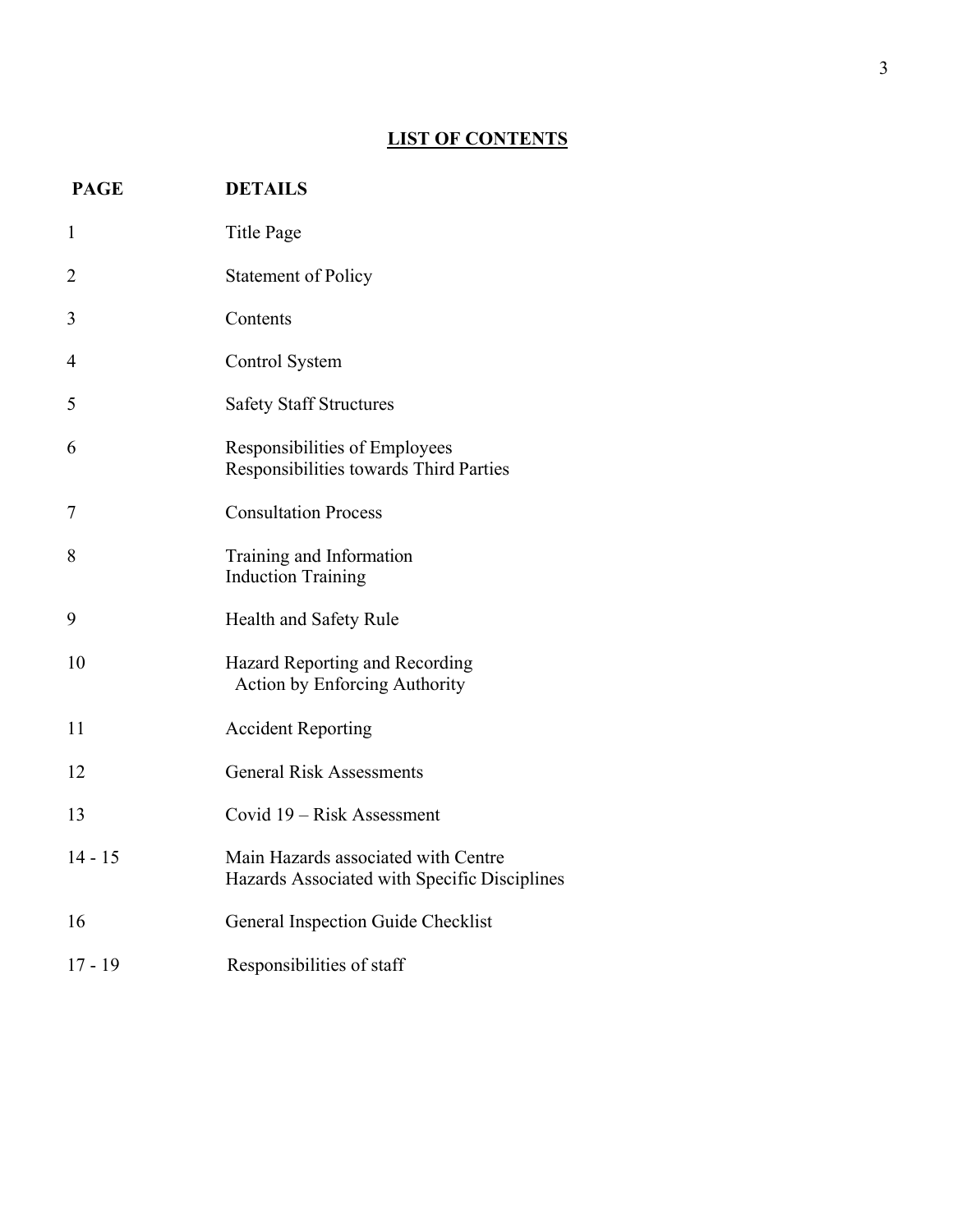# LIST OF CONTENTS

| PAGE | DETAILS |
| --- | --- |
| 1 | Title Page |
| 2 | Statement of Policy |
| 3 | Contents |
| 4 | Control System |
| 5 | Safety Staff Structures |
| 6 | Responsibilities of Employees<br>Responsibilities towards Third Parties |
| 7 | Consultation Process |
| 8 | Training and Information<br>Induction Training |
| 9 | Health and Safety Rule |
| 10 | Hazard Reporting and Recording<br>Action by Enforcing Authority |
| 11 | Accident Reporting |
| 12 | General Risk Assessments |
| 13 | Covid 19 – Risk Assessment |
| 14 - 15 | Main Hazards associated with Centre<br>Hazards Associated with Specific Disciplines |
| 16 | General Inspection Guide Checklist |
| 17 - 19 | Responsibilities of staff |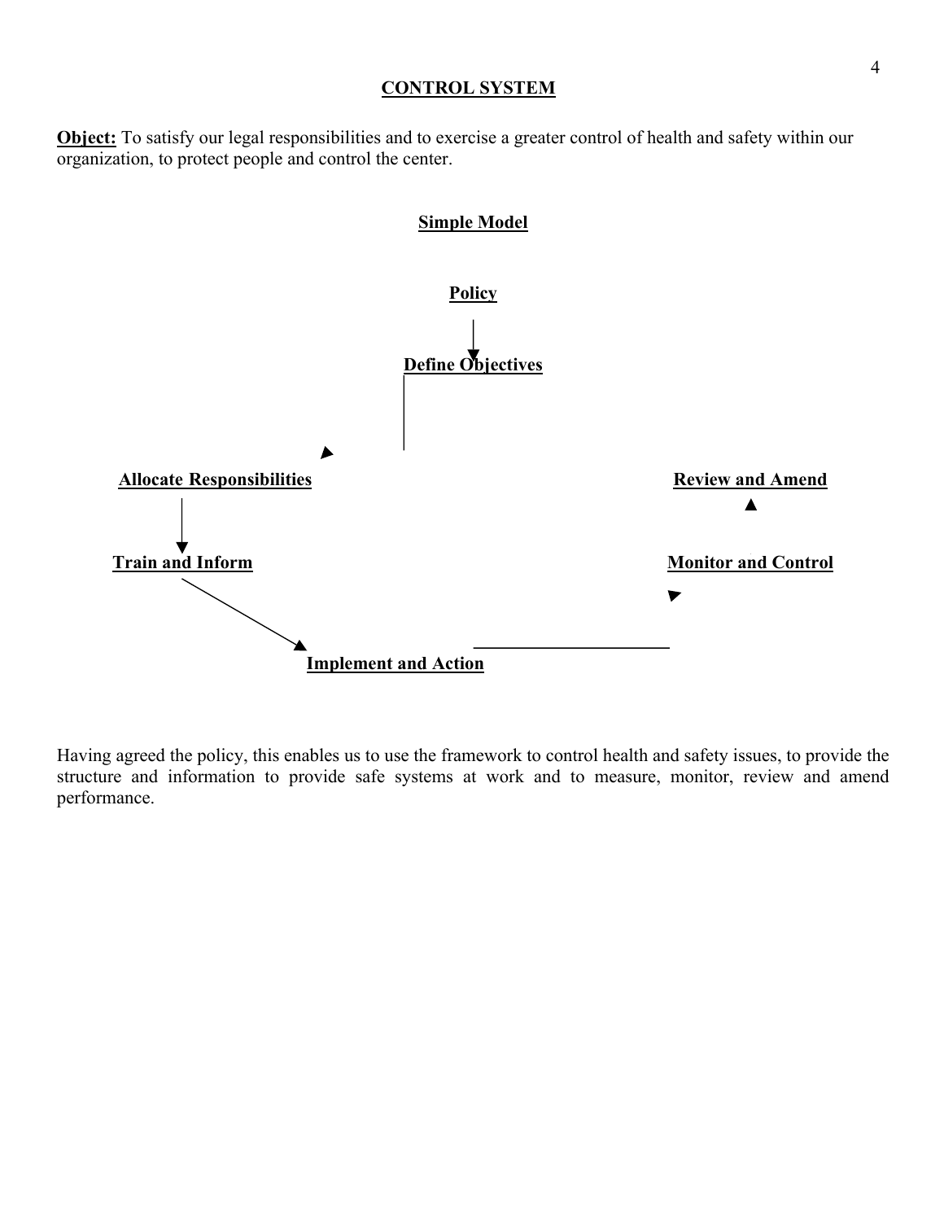## CONTROL SYSTEM

**Object:** To satisfy our legal responsibilities and to exercise a greater control of health and safety within our organization, to protect people and control the center.

### Simple Model

**Policy**

**Define Objectives**

**Allocate Responsibilities**

**Train and Inform**

**Implement and Action**

**Monitor and Control**

**Review and Amend**

Having agreed the policy, this enables us to use the framework to control health and safety issues, to provide the structure and information to provide safe systems at work and to measure, monitor, review and amend performance.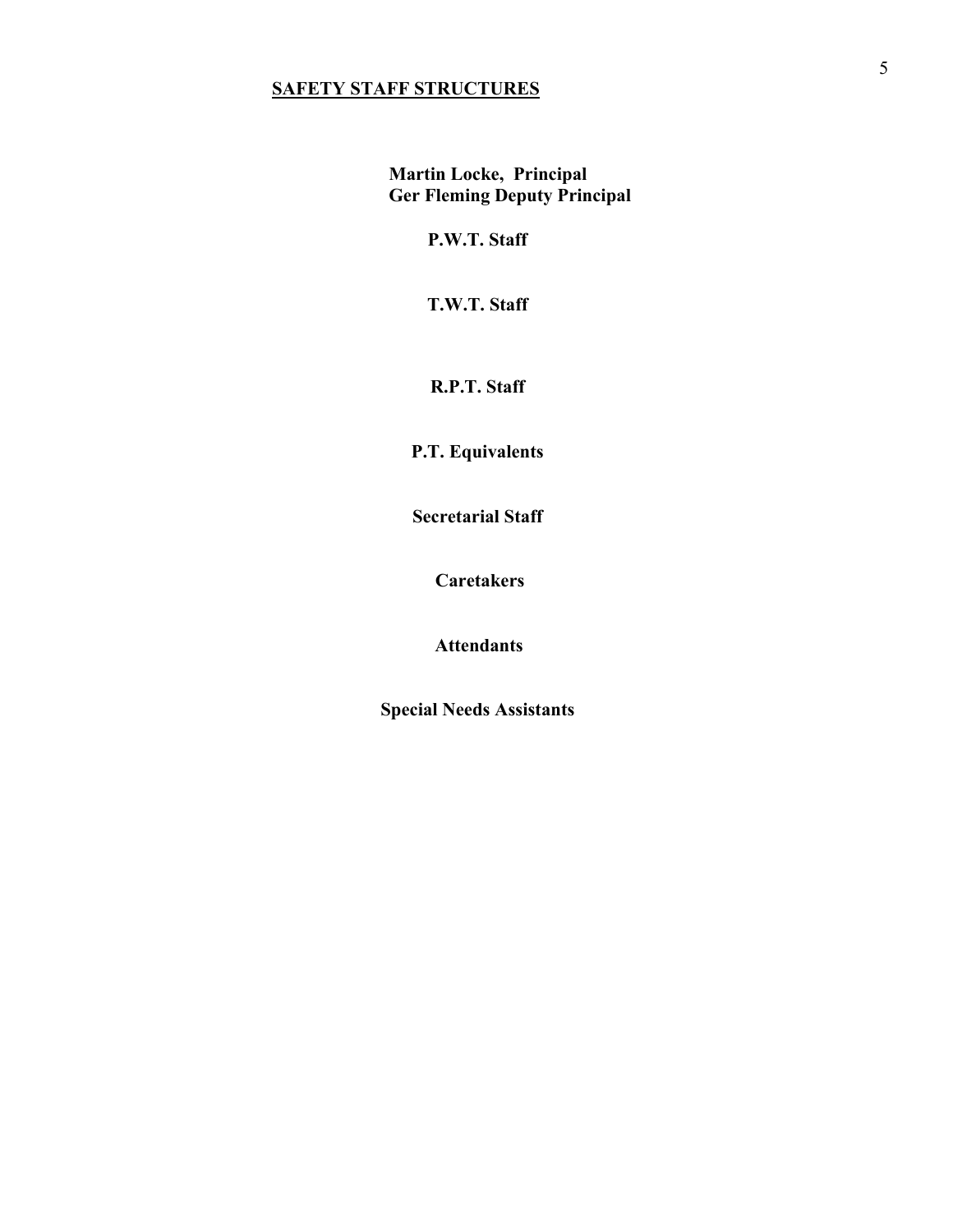## SAFETY STAFF STRUCTURES

**Martin Locke, Principal**
**Ger Fleming Deputy Principal**

**P.W.T. Staff**

**T.W.T. Staff**

**R.P.T. Staff**

**P.T. Equivalents**

**Secretarial Staff**

**Caretakers**

**Attendants**

**Special Needs Assistants**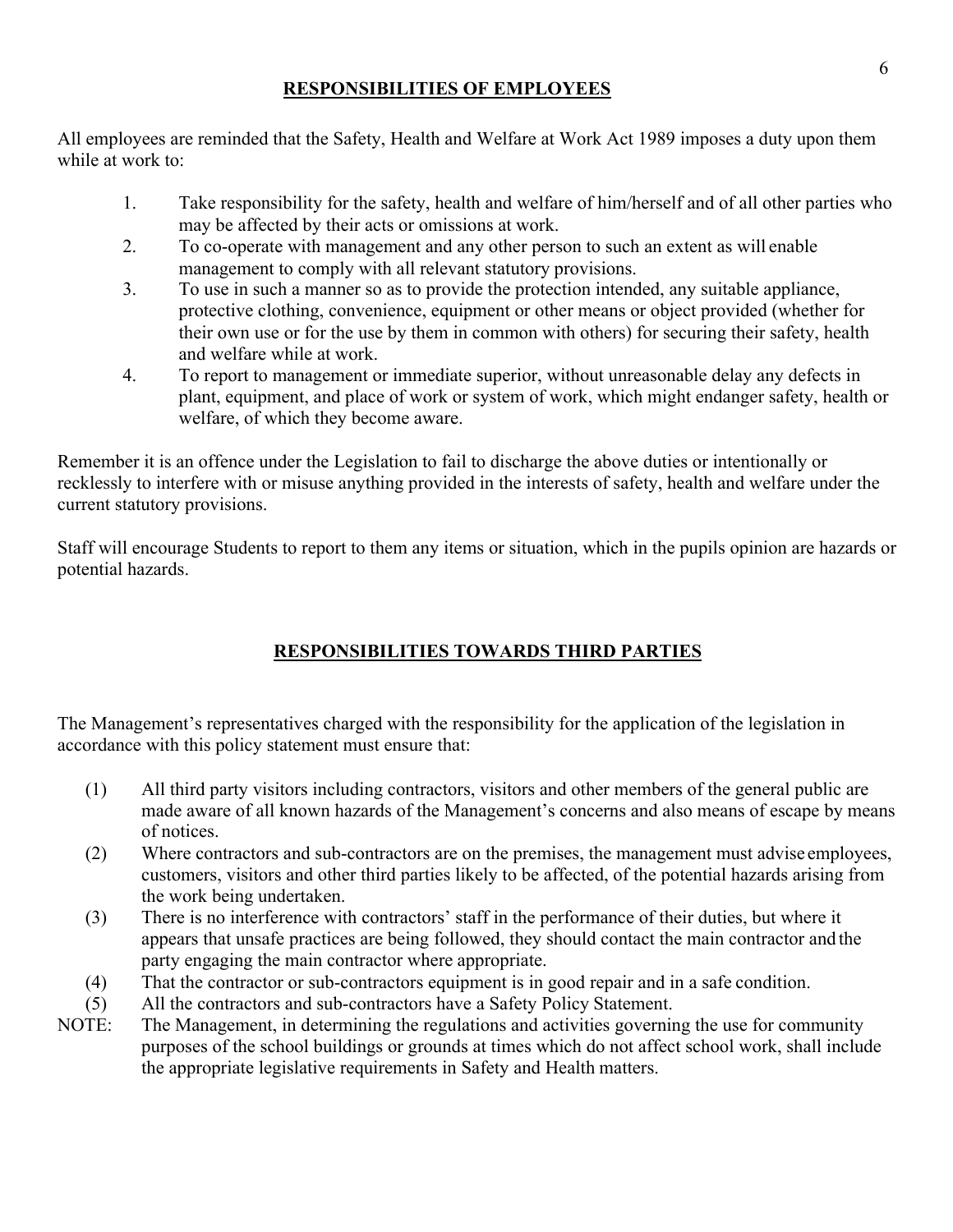## RESPONSIBILITIES OF EMPLOYEES

All employees are reminded that the Safety, Health and Welfare at Work Act 1989 imposes a duty upon them while at work to:

1. Take responsibility for the safety, health and welfare of him/herself and of all other parties who may be affected by their acts or omissions at work.
2. To co-operate with management and any other person to such an extent as will enable management to comply with all relevant statutory provisions.
3. To use in such a manner so as to provide the protection intended, any suitable appliance, protective clothing, convenience, equipment or other means or object provided (whether for their own use or for the use by them in common with others) for securing their safety, health and welfare while at work.
4. To report to management or immediate superior, without unreasonable delay any defects in plant, equipment, and place of work or system of work, which might endanger safety, health or welfare, of which they become aware.

Remember it is an offence under the Legislation to fail to discharge the above duties or intentionally or recklessly to interfere with or misuse anything provided in the interests of safety, health and welfare under the current statutory provisions.

Staff will encourage Students to report to them any items or situation, which in the pupils opinion are hazards or potential hazards.

## RESPONSIBILITIES TOWARDS THIRD PARTIES

The Management's representatives charged with the responsibility for the application of the legislation in accordance with this policy statement must ensure that:

(1) All third party visitors including contractors, visitors and other members of the general public are made aware of all known hazards of the Management's concerns and also means of escape by means of notices.

(2) Where contractors and sub-contractors are on the premises, the management must advise employees, customers, visitors and other third parties likely to be affected, of the potential hazards arising from the work being undertaken.

(3) There is no interference with contractors' staff in the performance of their duties, but where it appears that unsafe practices are being followed, they should contact the main contractor and the party engaging the main contractor where appropriate.

(4) That the contractor or sub-contractors equipment is in good repair and in a safe condition.

(5) All the contractors and sub-contractors have a Safety Policy Statement.

NOTE: The Management, in determining the regulations and activities governing the use for community purposes of the school buildings or grounds at times which do not affect school work, shall include the appropriate legislative requirements in Safety and Health matters.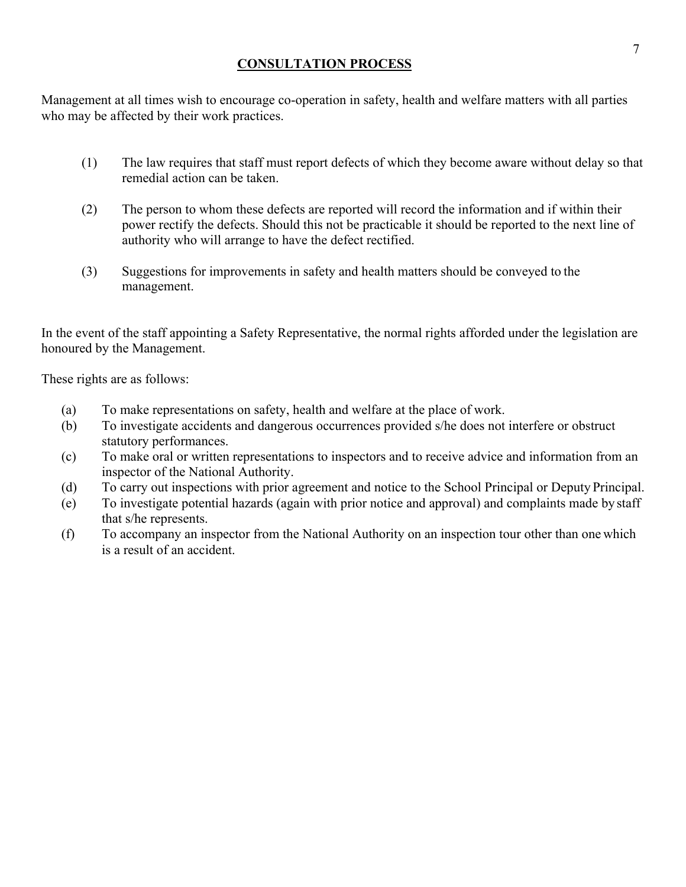## CONSULTATION PROCESS

Management at all times wish to encourage co-operation in safety, health and welfare matters with all parties who may be affected by their work practices.

(1) The law requires that staff must report defects of which they become aware without delay so that remedial action can be taken.

(2) The person to whom these defects are reported will record the information and if within their power rectify the defects. Should this not be practicable it should be reported to the next line of authority who will arrange to have the defect rectified.

(3) Suggestions for improvements in safety and health matters should be conveyed to the management.

In the event of the staff appointing a Safety Representative, the normal rights afforded under the legislation are honoured by the Management.

These rights are as follows:

(a) To make representations on safety, health and welfare at the place of work.
(b) To investigate accidents and dangerous occurrences provided s/he does not interfere or obstruct statutory performances.
(c) To make oral or written representations to inspectors and to receive advice and information from an inspector of the National Authority.
(d) To carry out inspections with prior agreement and notice to the School Principal or Deputy Principal.
(e) To investigate potential hazards (again with prior notice and approval) and complaints made by staff that s/he represents.
(f) To accompany an inspector from the National Authority on an inspection tour other than one which is a result of an accident.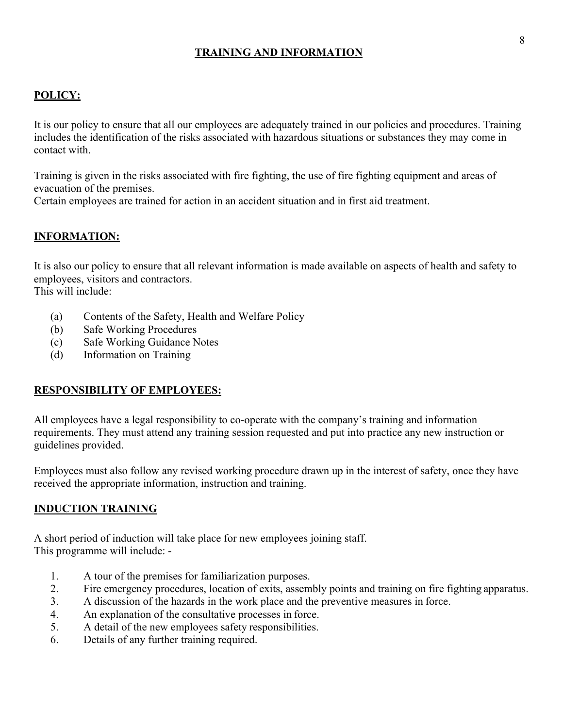# TRAINING AND INFORMATION

## POLICY:

It is our policy to ensure that all our employees are adequately trained in our policies and procedures. Training includes the identification of the risks associated with hazardous situations or substances they may come in contact with.

Training is given in the risks associated with fire fighting, the use of fire fighting equipment and areas of evacuation of the premises.
Certain employees are trained for action in an accident situation and in first aid treatment.

## INFORMATION:

It is also our policy to ensure that all relevant information is made available on aspects of health and safety to employees, visitors and contractors.
This will include:

(a) Contents of the Safety, Health and Welfare Policy
(b) Safe Working Procedures
(c) Safe Working Guidance Notes
(d) Information on Training

## RESPONSIBILITY OF EMPLOYEES:

All employees have a legal responsibility to co-operate with the company's training and information requirements. They must attend any training session requested and put into practice any new instruction or guidelines provided.

Employees must also follow any revised working procedure drawn up in the interest of safety, once they have received the appropriate information, instruction and training.

## INDUCTION TRAINING

A short period of induction will take place for new employees joining staff.
This programme will include: -

1. A tour of the premises for familiarization purposes.
2. Fire emergency procedures, location of exits, assembly points and training on fire fighting apparatus.
3. A discussion of the hazards in the work place and the preventive measures in force.
4. An explanation of the consultative processes in force.
5. A detail of the new employees safety responsibilities.
6. Details of any further training required.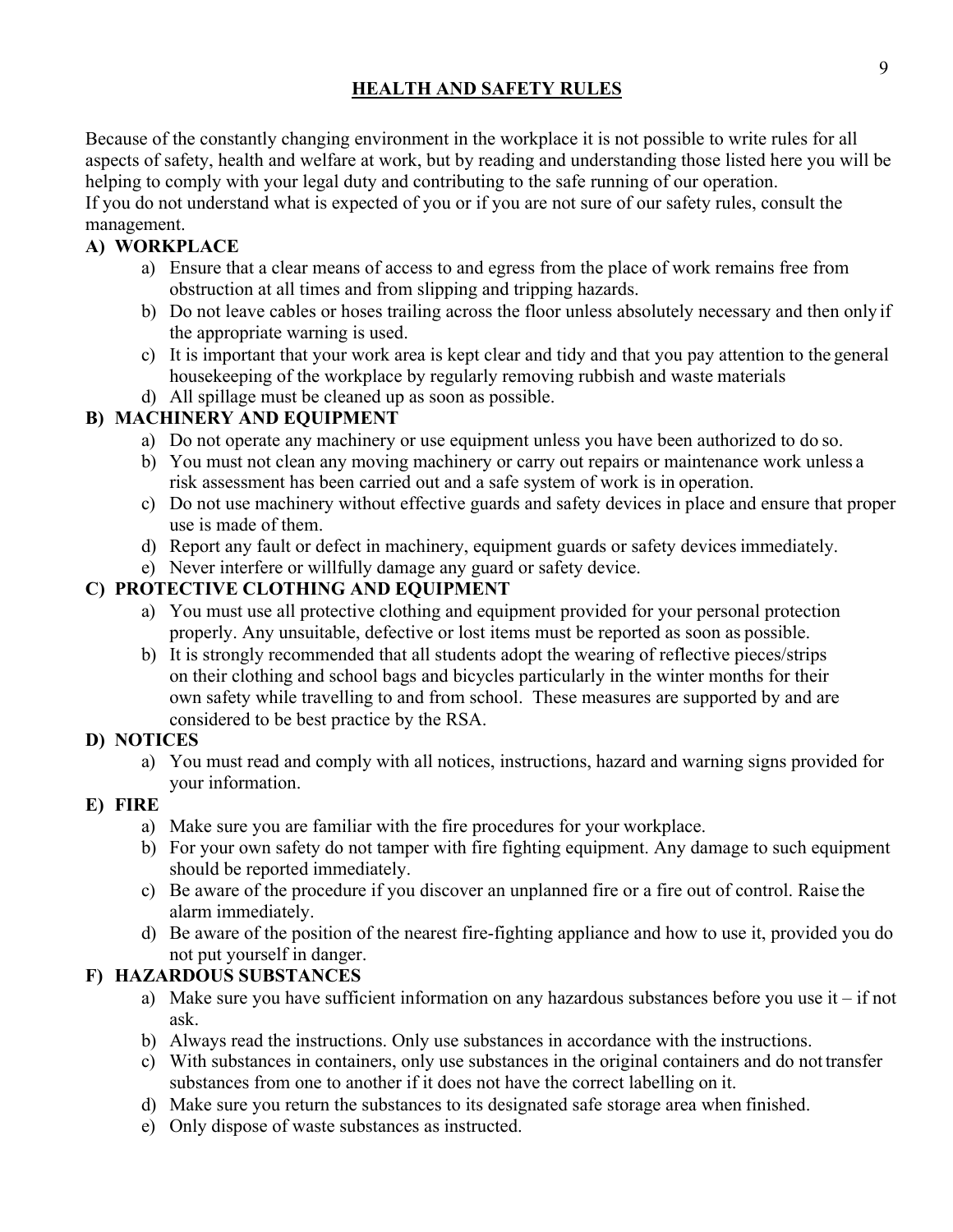# HEALTH AND SAFETY RULES

Because of the constantly changing environment in the workplace it is not possible to write rules for all aspects of safety, health and welfare at work, but by reading and understanding those listed here you will be helping to comply with your legal duty and contributing to the safe running of our operation.
If you do not understand what is expected of you or if you are not sure of our safety rules, consult the management.

## A) WORKPLACE

a) Ensure that a clear means of access to and egress from the place of work remains free from obstruction at all times and from slipping and tripping hazards.
b) Do not leave cables or hoses trailing across the floor unless absolutely necessary and then only if the appropriate warning is used.
c) It is important that your work area is kept clear and tidy and that you pay attention to the general housekeeping of the workplace by regularly removing rubbish and waste materials
d) All spillage must be cleaned up as soon as possible.

## B) MACHINERY AND EQUIPMENT

a) Do not operate any machinery or use equipment unless you have been authorized to do so.
b) You must not clean any moving machinery or carry out repairs or maintenance work unless a risk assessment has been carried out and a safe system of work is in operation.
c) Do not use machinery without effective guards and safety devices in place and ensure that proper use is made of them.
d) Report any fault or defect in machinery, equipment guards or safety devices immediately.
e) Never interfere or willfully damage any guard or safety device.

## C) PROTECTIVE CLOTHING AND EQUIPMENT

a) You must use all protective clothing and equipment provided for your personal protection properly. Any unsuitable, defective or lost items must be reported as soon as possible.
b) It is strongly recommended that all students adopt the wearing of reflective pieces/strips on their clothing and school bags and bicycles particularly in the winter months for their own safety while travelling to and from school. These measures are supported by and are considered to be best practice by the RSA.

## D) NOTICES

a) You must read and comply with all notices, instructions, hazard and warning signs provided for your information.

## E) FIRE

a) Make sure you are familiar with the fire procedures for your workplace.
b) For your own safety do not tamper with fire fighting equipment. Any damage to such equipment should be reported immediately.
c) Be aware of the procedure if you discover an unplanned fire or a fire out of control. Raise the alarm immediately.
d) Be aware of the position of the nearest fire-fighting appliance and how to use it, provided you do not put yourself in danger.

## F) HAZARDOUS SUBSTANCES

a) Make sure you have sufficient information on any hazardous substances before you use it – if not ask.
b) Always read the instructions. Only use substances in accordance with the instructions.
c) With substances in containers, only use substances in the original containers and do not transfer substances from one to another if it does not have the correct labelling on it.
d) Make sure you return the substances to its designated safe storage area when finished.
e) Only dispose of waste substances as instructed.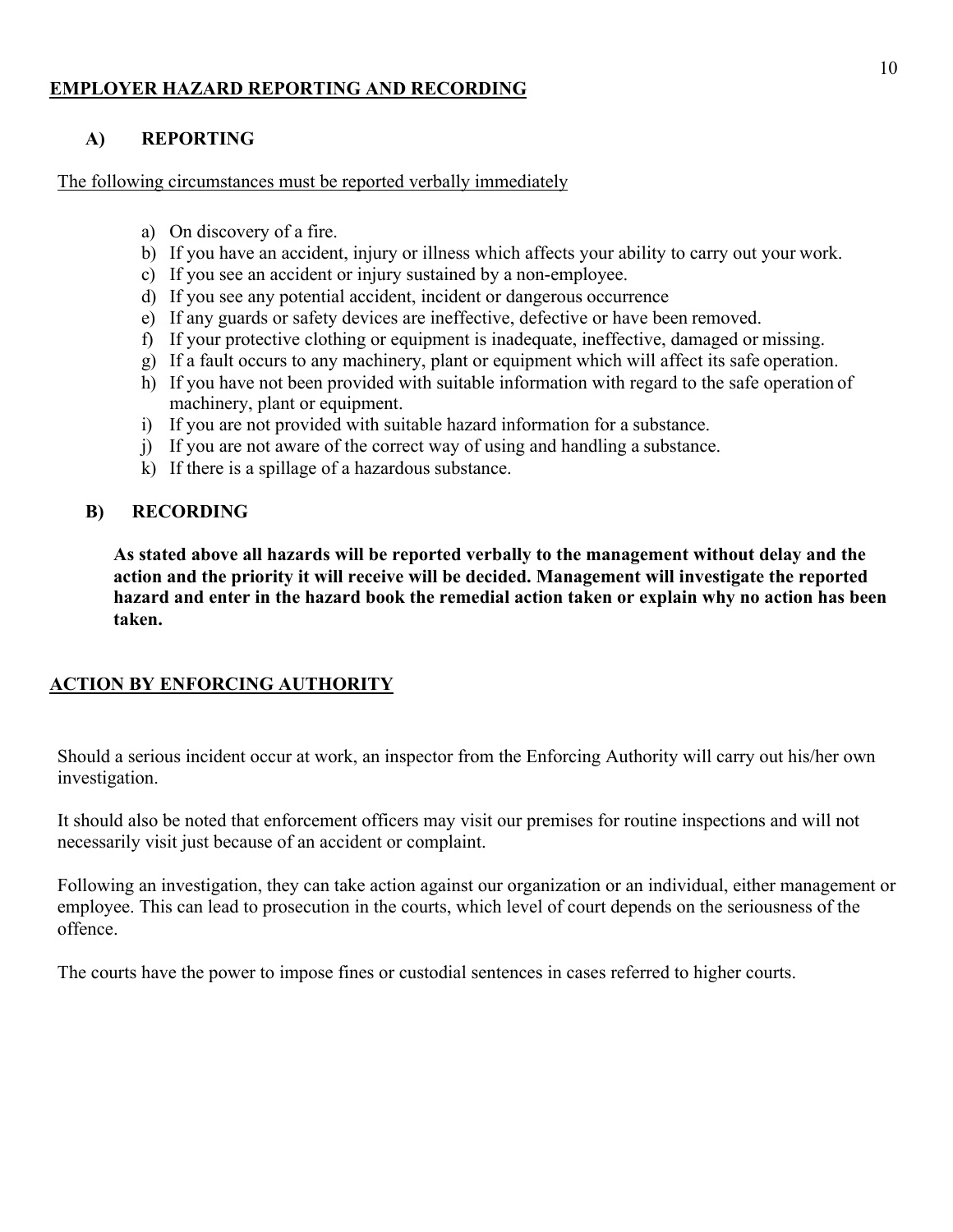## EMPLOYER HAZARD REPORTING AND RECORDING

### A) REPORTING

The following circumstances must be reported verbally immediately

a) On discovery of a fire.
b) If you have an accident, injury or illness which affects your ability to carry out your work.
c) If you see an accident or injury sustained by a non-employee.
d) If you see any potential accident, incident or dangerous occurrence
e) If any guards or safety devices are ineffective, defective or have been removed.
f) If your protective clothing or equipment is inadequate, ineffective, damaged or missing.
g) If a fault occurs to any machinery, plant or equipment which will affect its safe operation.
h) If you have not been provided with suitable information with regard to the safe operation of machinery, plant or equipment.
i) If you are not provided with suitable hazard information for a substance.
j) If you are not aware of the correct way of using and handling a substance.
k) If there is a spillage of a hazardous substance.

### B) RECORDING

**As stated above all hazards will be reported verbally to the management without delay and the action and the priority it will receive will be decided. Management will investigate the reported hazard and enter in the hazard book the remedial action taken or explain why no action has been taken.**

## ACTION BY ENFORCING AUTHORITY

Should a serious incident occur at work, an inspector from the Enforcing Authority will carry out his/her own investigation.

It should also be noted that enforcement officers may visit our premises for routine inspections and will not necessarily visit just because of an accident or complaint.

Following an investigation, they can take action against our organization or an individual, either management or employee. This can lead to prosecution in the courts, which level of court depends on the seriousness of the offence.

The courts have the power to impose fines or custodial sentences in cases referred to higher courts.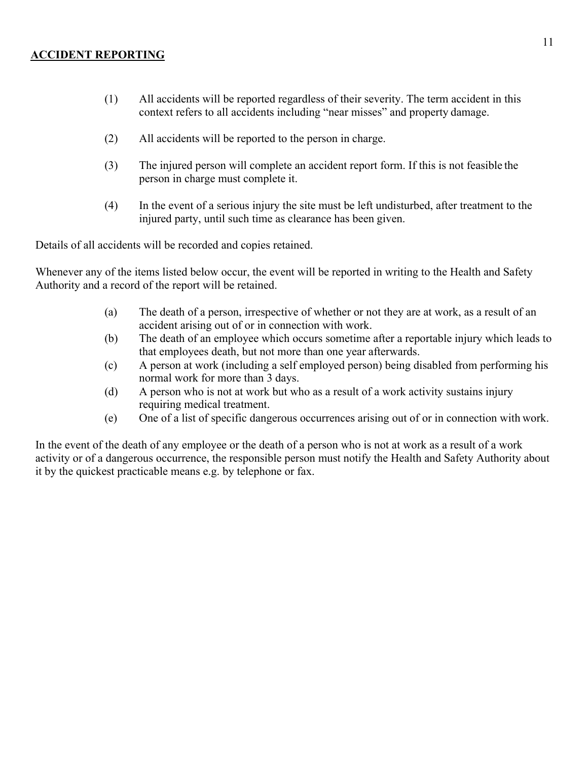## ACCIDENT REPORTING

(1) All accidents will be reported regardless of their severity. The term accident in this context refers to all accidents including "near misses" and property damage.

(2) All accidents will be reported to the person in charge.

(3) The injured person will complete an accident report form. If this is not feasible the person in charge must complete it.

(4) In the event of a serious injury the site must be left undisturbed, after treatment to the injured party, until such time as clearance has been given.

Details of all accidents will be recorded and copies retained.

Whenever any of the items listed below occur, the event will be reported in writing to the Health and Safety Authority and a record of the report will be retained.

(a) The death of a person, irrespective of whether or not they are at work, as a result of an accident arising out of or in connection with work.
(b) The death of an employee which occurs sometime after a reportable injury which leads to that employees death, but not more than one year afterwards.
(c) A person at work (including a self employed person) being disabled from performing his normal work for more than 3 days.
(d) A person who is not at work but who as a result of a work activity sustains injury requiring medical treatment.
(e) One of a list of specific dangerous occurrences arising out of or in connection with work.

In the event of the death of any employee or the death of a person who is not at work as a result of a work activity or of a dangerous occurrence, the responsible person must notify the Health and Safety Authority about it by the quickest practicable means e.g. by telephone or fax.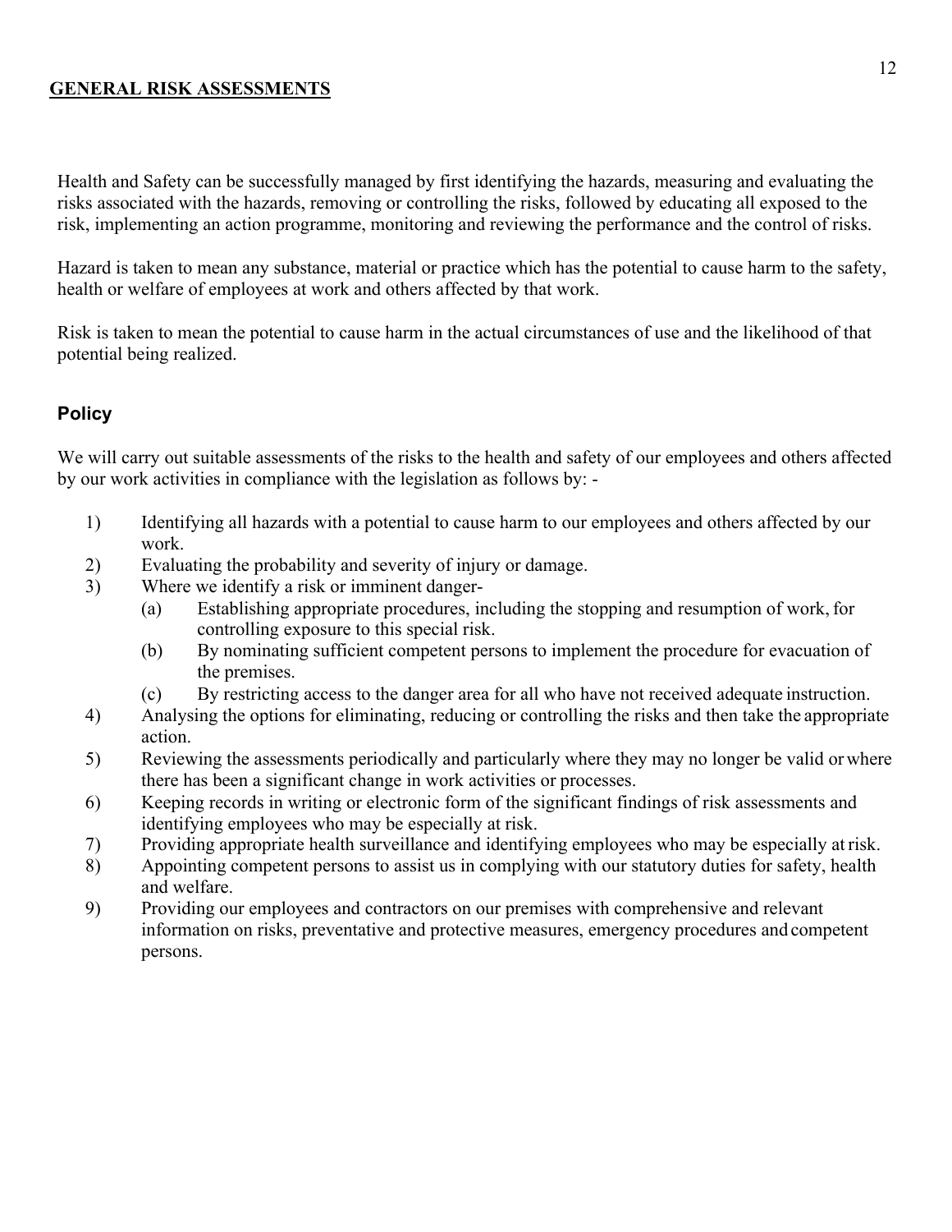## GENERAL RISK ASSESSMENTS

Health and Safety can be successfully managed by first identifying the hazards, measuring and evaluating the risks associated with the hazards, removing or controlling the risks, followed by educating all exposed to the risk, implementing an action programme, monitoring and reviewing the performance and the control of risks.

Hazard is taken to mean any substance, material or practice which has the potential to cause harm to the safety, health or welfare of employees at work and others affected by that work.

Risk is taken to mean the potential to cause harm in the actual circumstances of use and the likelihood of that potential being realized.

### Policy

We will carry out suitable assessments of the risks to the health and safety of our employees and others affected by our work activities in compliance with the legislation as follows by: -

1) Identifying all hazards with a potential to cause harm to our employees and others affected by our work.
2) Evaluating the probability and severity of injury or damage.
3) Where we identify a risk or imminent danger-
   (a) Establishing appropriate procedures, including the stopping and resumption of work, for controlling exposure to this special risk.
   (b) By nominating sufficient competent persons to implement the procedure for evacuation of the premises.
   (c) By restricting access to the danger area for all who have not received adequate instruction.
4) Analysing the options for eliminating, reducing or controlling the risks and then take the appropriate action.
5) Reviewing the assessments periodically and particularly where they may no longer be valid or where there has been a significant change in work activities or processes.
6) Keeping records in writing or electronic form of the significant findings of risk assessments and identifying employees who may be especially at risk.
7) Providing appropriate health surveillance and identifying employees who may be especially at risk.
8) Appointing competent persons to assist us in complying with our statutory duties for safety, health and welfare.
9) Providing our employees and contractors on our premises with comprehensive and relevant information on risks, preventative and protective measures, emergency procedures and competent persons.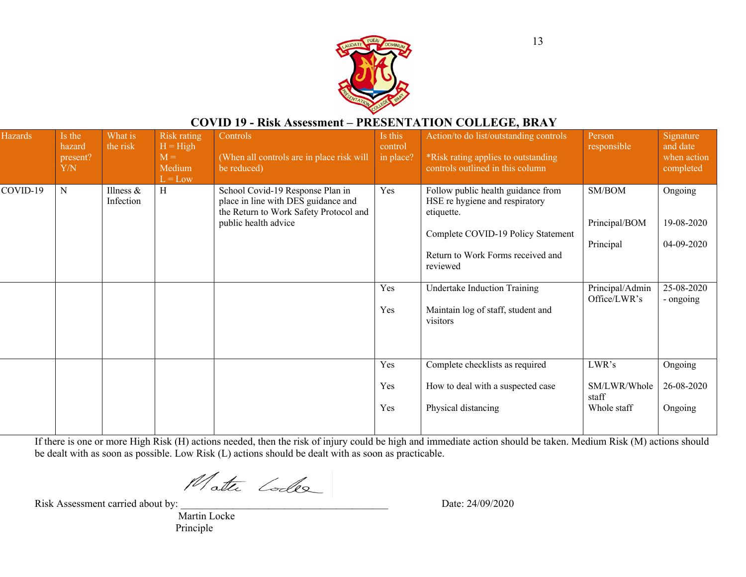# COVID 19 - Risk Assessment – PRESENTATION COLLEGE, BRAY

| Hazards | Is the hazard present? Y/N | What is the risk | Risk rating H = High M = Medium L = Low | Controls (When all controls are in place risk will be reduced) | Is this control in place? | Action/to do list/outstanding controls *Risk rating applies to outstanding controls outlined in this column | Person responsible | Signature and date when action completed |
|---|---|---|---|---|---|---|---|---|
| COVID-19 | N | Illness & Infection | H | School Covid-19 Response Plan in place in line with DES guidance and the Return to Work Safety Protocol and public health advice | Yes | Follow public health guidance from HSE re hygiene and respiratory etiquette.<br><br>Complete COVID-19 Policy Statement<br><br>Return to Work Forms received and reviewed | SM/BOM<br><br>Principal/BOM<br><br>Principal | Ongoing<br><br>19-08-2020<br><br>04-09-2020 |
| | | | | | Yes<br><br>Yes | Undertake Induction Training<br><br>Maintain log of staff, student and visitors | Principal/Admin Office/LWR's | 25-08-2020 - ongoing |
| | | | | | Yes<br><br>Yes<br><br>Yes | Complete checklists as required<br><br>How to deal with a suspected case<br><br>Physical distancing | LWR's<br><br>SM/LWR/Whole staff<br><br>Whole staff | Ongoing<br><br>26-08-2020<br><br>Ongoing |

If there is one or more High Risk (H) actions needed, then the risk of injury could be high and immediate action should be taken. Medium Risk (M) actions should be dealt with as soon as possible. Low Risk (L) actions should be dealt with as soon as practicable.

Risk Assessment carried about by: ________________________________________ Date: 24/09/2020

Martin Locke
Principle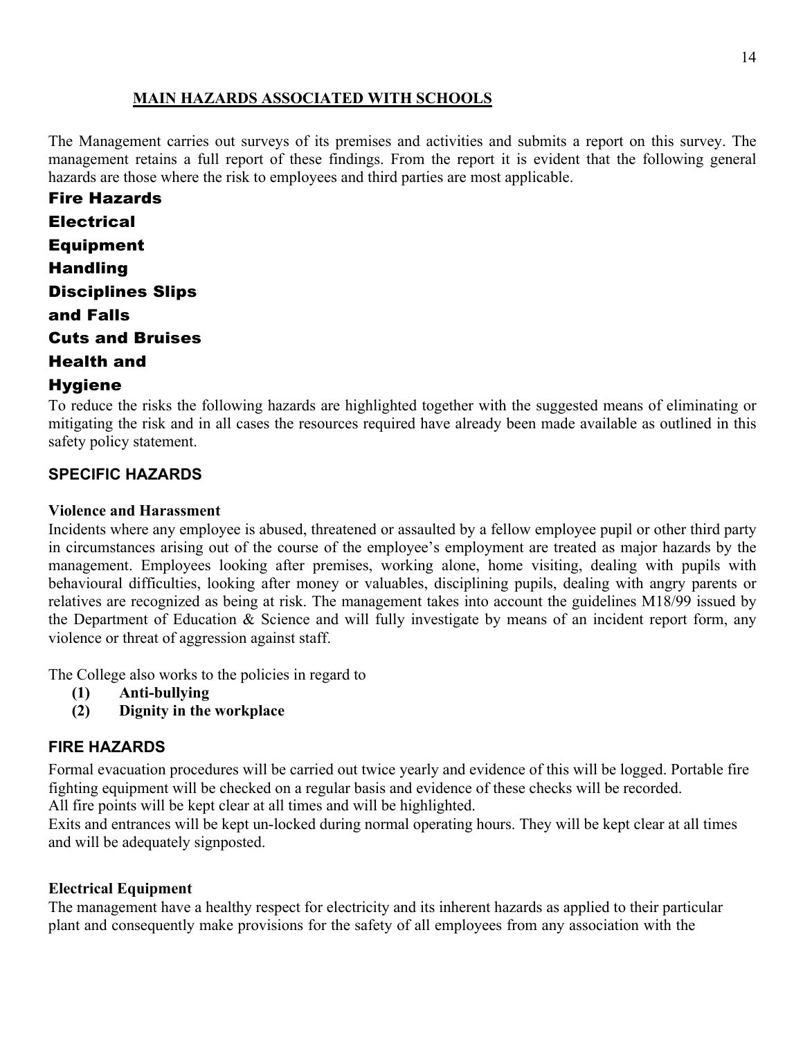## MAIN HAZARDS ASSOCIATED WITH SCHOOLS

The Management carries out surveys of its premises and activities and submits a report on this survey. The management retains a full report of these findings. From the report it is evident that the following general hazards are those where the risk to employees and third parties are most applicable.

**Fire Hazards**
**Electrical Equipment**
**Handling Disciplines Slips and Falls**
**Cuts and Bruises**
**Health and Hygiene**

To reduce the risks the following hazards are highlighted together with the suggested means of eliminating or mitigating the risk and in all cases the resources required have already been made available as outlined in this safety policy statement.

### SPECIFIC HAZARDS

**Violence and Harassment**

Incidents where any employee is abused, threatened or assaulted by a fellow employee pupil or other third party in circumstances arising out of the course of the employee's employment are treated as major hazards by the management. Employees looking after premises, working alone, home visiting, dealing with pupils with behavioural difficulties, looking after money or valuables, disciplining pupils, dealing with angry parents or relatives are recognized as being at risk. The management takes into account the guidelines M18/99 issued by the Department of Education & Science and will fully investigate by means of an incident report form, any violence or threat of aggression against staff.

The College also works to the policies in regard to

- **(1) Anti-bullying**
- **(2) Dignity in the workplace**

### FIRE HAZARDS

Formal evacuation procedures will be carried out twice yearly and evidence of this will be logged. Portable fire fighting equipment will be checked on a regular basis and evidence of these checks will be recorded.
All fire points will be kept clear at all times and will be highlighted.
Exits and entrances will be kept un-locked during normal operating hours. They will be kept clear at all times and will be adequately signposted.

**Electrical Equipment**

The management have a healthy respect for electricity and its inherent hazards as applied to their particular plant and consequently make provisions for the safety of all employees from any association with the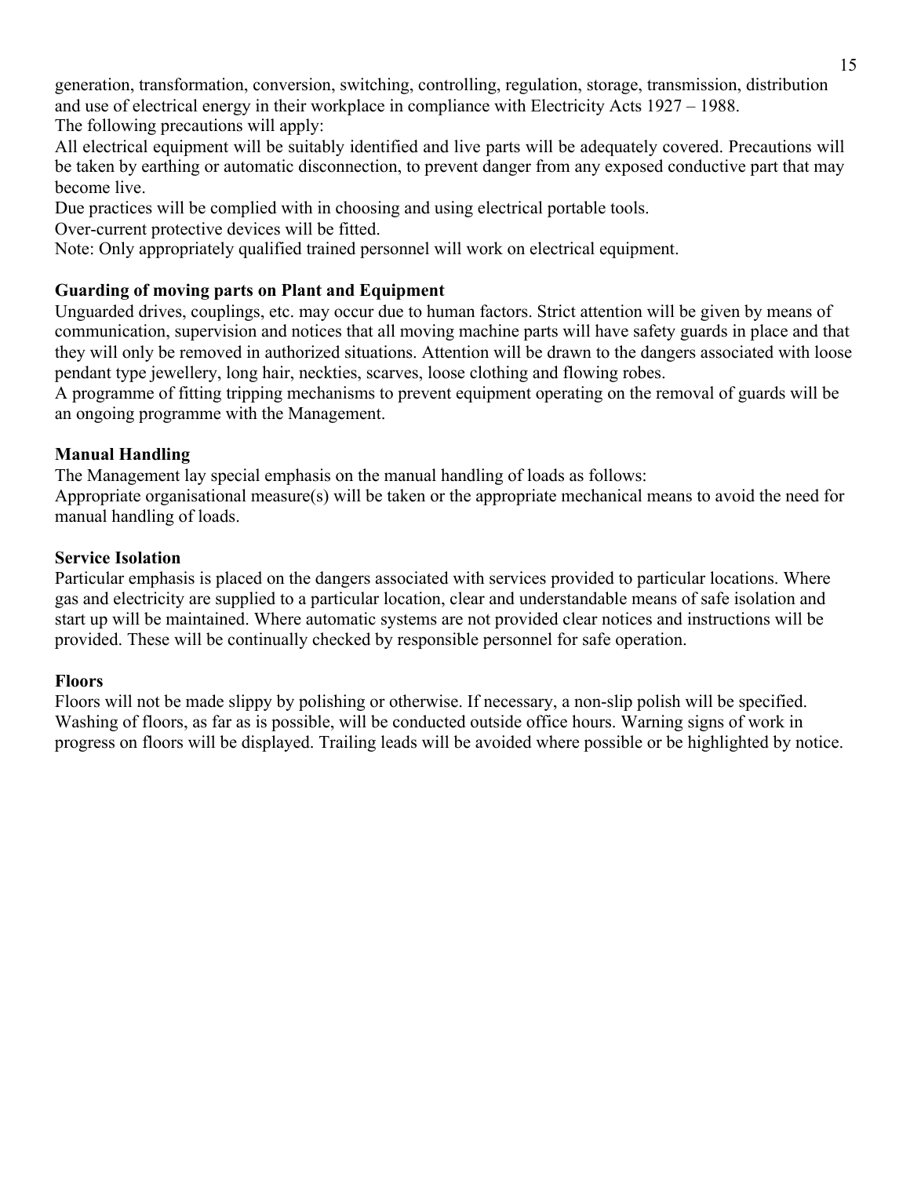generation, transformation, conversion, switching, controlling, regulation, storage, transmission, distribution and use of electrical energy in their workplace in compliance with Electricity Acts 1927 – 1988.
The following precautions will apply:
All electrical equipment will be suitably identified and live parts will be adequately covered. Precautions will be taken by earthing or automatic disconnection, to prevent danger from any exposed conductive part that may become live.
Due practices will be complied with in choosing and using electrical portable tools.
Over-current protective devices will be fitted.
Note: Only appropriately qualified trained personnel will work on electrical equipment.

**Guarding of moving parts on Plant and Equipment**
Unguarded drives, couplings, etc. may occur due to human factors. Strict attention will be given by means of communication, supervision and notices that all moving machine parts will have safety guards in place and that they will only be removed in authorized situations. Attention will be drawn to the dangers associated with loose pendant type jewellery, long hair, neckties, scarves, loose clothing and flowing robes.
A programme of fitting tripping mechanisms to prevent equipment operating on the removal of guards will be an ongoing programme with the Management.

**Manual Handling**
The Management lay special emphasis on the manual handling of loads as follows:
Appropriate organisational measure(s) will be taken or the appropriate mechanical means to avoid the need for manual handling of loads.

**Service Isolation**
Particular emphasis is placed on the dangers associated with services provided to particular locations. Where gas and electricity are supplied to a particular location, clear and understandable means of safe isolation and start up will be maintained. Where automatic systems are not provided clear notices and instructions will be provided. These will be continually checked by responsible personnel for safe operation.

**Floors**
Floors will not be made slippy by polishing or otherwise. If necessary, a non-slip polish will be specified. Washing of floors, as far as is possible, will be conducted outside office hours. Warning signs of work in progress on floors will be displayed. Trailing leads will be avoided where possible or be highlighted by notice.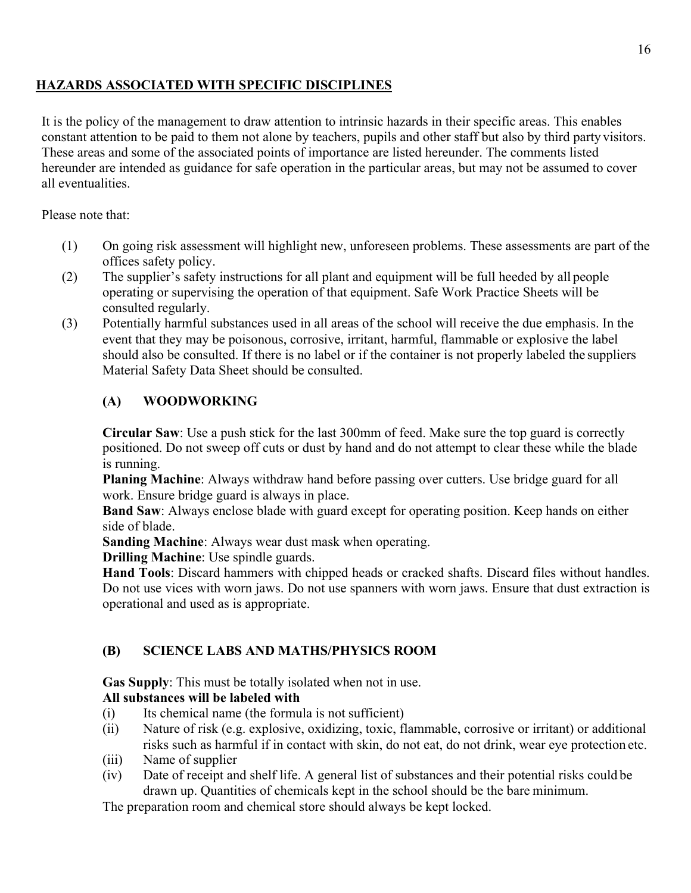## HAZARDS ASSOCIATED WITH SPECIFIC DISCIPLINES

It is the policy of the management to draw attention to intrinsic hazards in their specific areas. This enables constant attention to be paid to them not alone by teachers, pupils and other staff but also by third party visitors. These areas and some of the associated points of importance are listed hereunder. The comments listed hereunder are intended as guidance for safe operation in the particular areas, but may not be assumed to cover all eventualities.

Please note that:

(1) On going risk assessment will highlight new, unforeseen problems. These assessments are part of the offices safety policy.

(2) The supplier's safety instructions for all plant and equipment will be full heeded by all people operating or supervising the operation of that equipment. Safe Work Practice Sheets will be consulted regularly.

(3) Potentially harmful substances used in all areas of the school will receive the due emphasis. In the event that they may be poisonous, corrosive, irritant, harmful, flammable or explosive the label should also be consulted. If there is no label or if the container is not properly labeled the suppliers Material Safety Data Sheet should be consulted.

### (A) WOODWORKING

**Circular Saw**: Use a push stick for the last 300mm of feed. Make sure the top guard is correctly positioned. Do not sweep off cuts or dust by hand and do not attempt to clear these while the blade is running.
**Planing Machine**: Always withdraw hand before passing over cutters. Use bridge guard for all work. Ensure bridge guard is always in place.
**Band Saw**: Always enclose blade with guard except for operating position. Keep hands on either side of blade.
**Sanding Machine**: Always wear dust mask when operating.
**Drilling Machine**: Use spindle guards.
**Hand Tools**: Discard hammers with chipped heads or cracked shafts. Discard files without handles. Do not use vices with worn jaws. Do not use spanners with worn jaws. Ensure that dust extraction is operational and used as is appropriate.

### (B) SCIENCE LABS AND MATHS/PHYSICS ROOM

**Gas Supply**: This must be totally isolated when not in use.
**All substances will be labeled with**

(i) Its chemical name (the formula is not sufficient)

(ii) Nature of risk (e.g. explosive, oxidizing, toxic, flammable, corrosive or irritant) or additional risks such as harmful if in contact with skin, do not eat, do not drink, wear eye protection etc.

(iii) Name of supplier

(iv) Date of receipt and shelf life. A general list of substances and their potential risks could be drawn up. Quantities of chemicals kept in the school should be the bare minimum.

The preparation room and chemical store should always be kept locked.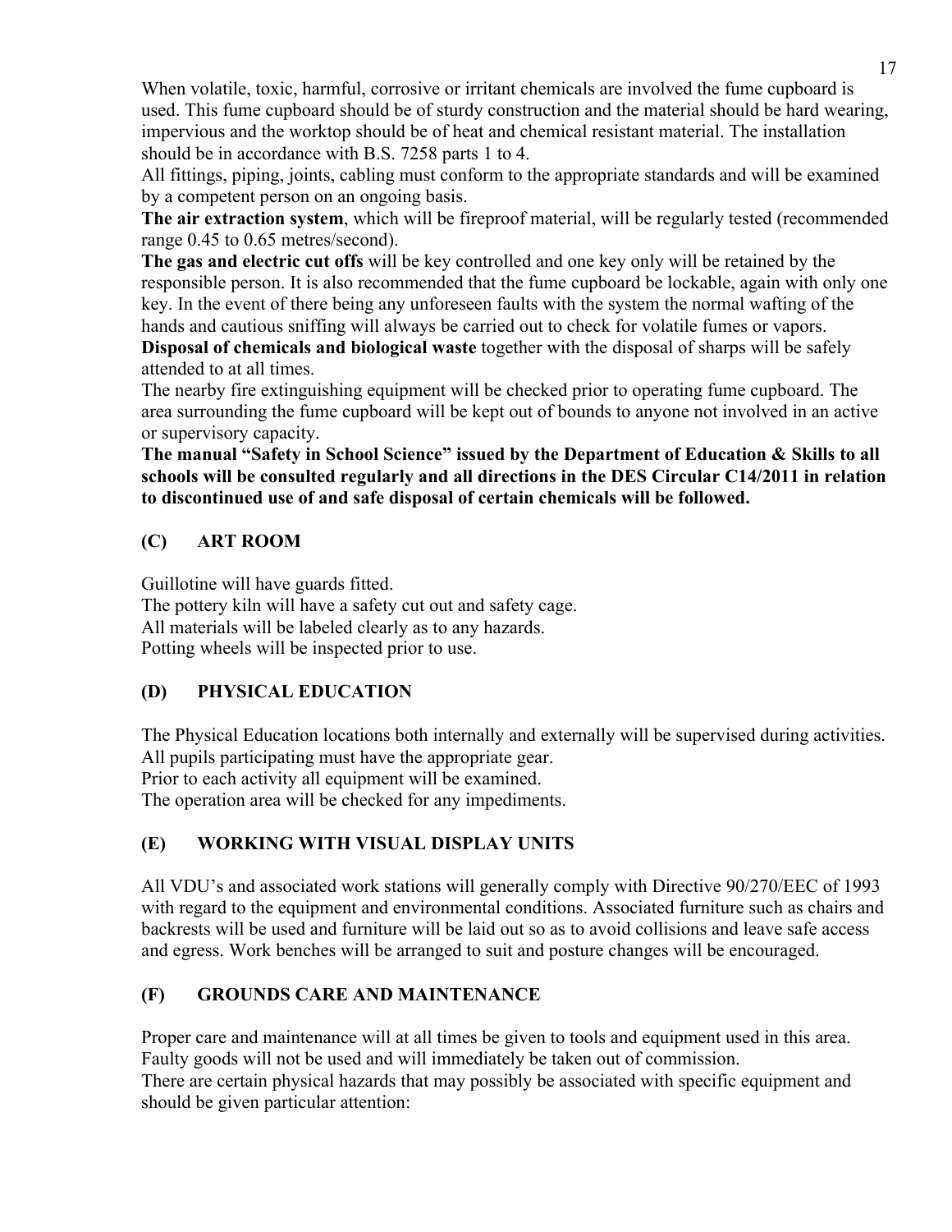When volatile, toxic, harmful, corrosive or irritant chemicals are involved the fume cupboard is used. This fume cupboard should be of sturdy construction and the material should be hard wearing, impervious and the worktop should be of heat and chemical resistant material. The installation should be in accordance with B.S. 7258 parts 1 to 4.

All fittings, piping, joints, cabling must conform to the appropriate standards and will be examined by a competent person on an ongoing basis.

**The air extraction system**, which will be fireproof material, will be regularly tested (recommended range 0.45 to 0.65 metres/second).

**The gas and electric cut offs** will be key controlled and one key only will be retained by the responsible person. It is also recommended that the fume cupboard be lockable, again with only one key. In the event of there being any unforeseen faults with the system the normal wafting of the hands and cautious sniffing will always be carried out to check for volatile fumes or vapors.

**Disposal of chemicals and biological waste** together with the disposal of sharps will be safely attended to at all times.

The nearby fire extinguishing equipment will be checked prior to operating fume cupboard. The area surrounding the fume cupboard will be kept out of bounds to anyone not involved in an active or supervisory capacity.

**The manual "Safety in School Science" issued by the Department of Education & Skills to all schools will be consulted regularly and all directions in the DES Circular C14/2011 in relation to discontinued use of and safe disposal of certain chemicals will be followed.**

## (C) ART ROOM

Guillotine will have guards fitted.
The pottery kiln will have a safety cut out and safety cage.
All materials will be labeled clearly as to any hazards.
Potting wheels will be inspected prior to use.

## (D) PHYSICAL EDUCATION

The Physical Education locations both internally and externally will be supervised during activities.
All pupils participating must have the appropriate gear.
Prior to each activity all equipment will be examined.
The operation area will be checked for any impediments.

## (E) WORKING WITH VISUAL DISPLAY UNITS

All VDU's and associated work stations will generally comply with Directive 90/270/EEC of 1993 with regard to the equipment and environmental conditions. Associated furniture such as chairs and backrests will be used and furniture will be laid out so as to avoid collisions and leave safe access and egress. Work benches will be arranged to suit and posture changes will be encouraged.

## (F) GROUNDS CARE AND MAINTENANCE

Proper care and maintenance will at all times be given to tools and equipment used in this area. Faulty goods will not be used and will immediately be taken out of commission.
There are certain physical hazards that may possibly be associated with specific equipment and should be given particular attention: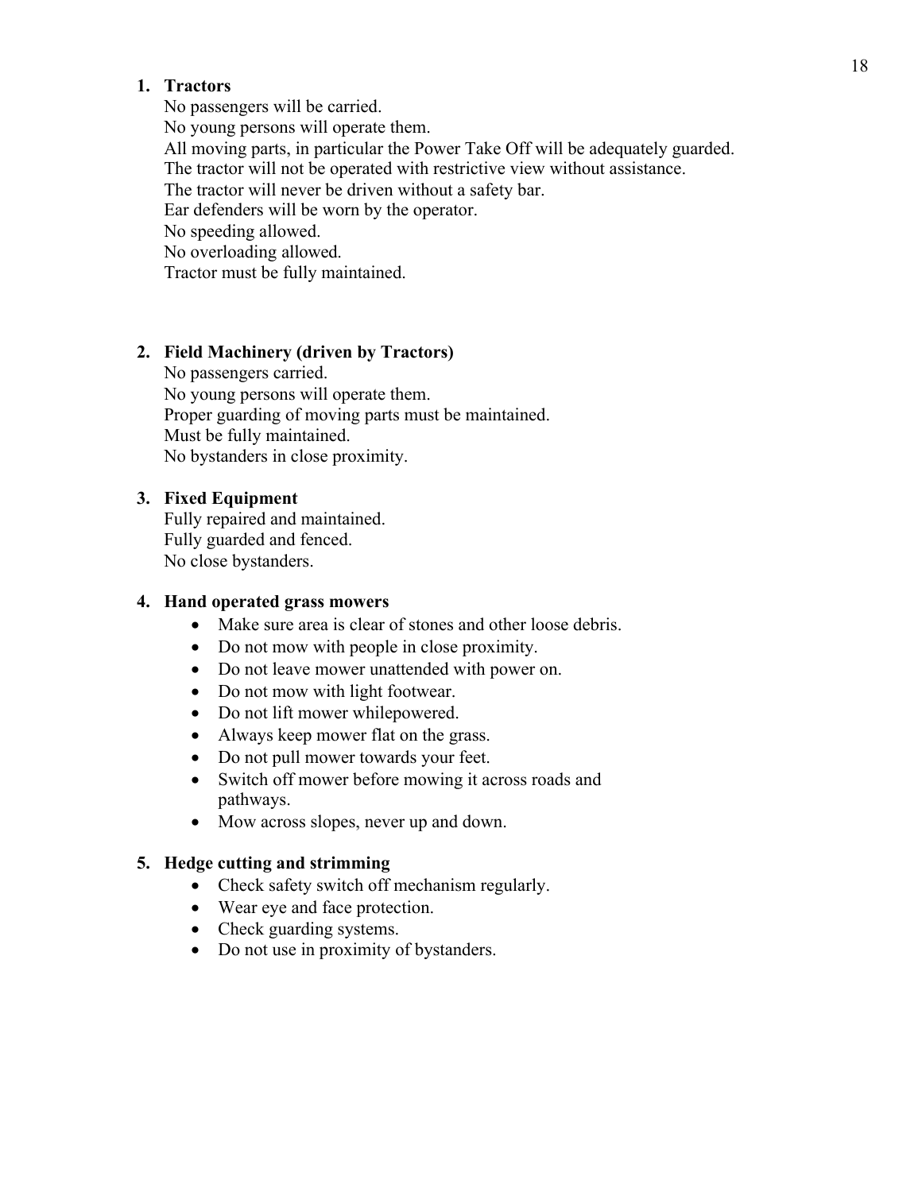1. **Tractors**
   No passengers will be carried.
   No young persons will operate them.
   All moving parts, in particular the Power Take Off will be adequately guarded.
   The tractor will not be operated with restrictive view without assistance.
   The tractor will never be driven without a safety bar.
   Ear defenders will be worn by the operator.
   No speeding allowed.
   No overloading allowed.
   Tractor must be fully maintained.

2. **Field Machinery (driven by Tractors)**
   No passengers carried.
   No young persons will operate them.
   Proper guarding of moving parts must be maintained.
   Must be fully maintained.
   No bystanders in close proximity.

3. **Fixed Equipment**
   Fully repaired and maintained.
   Fully guarded and fenced.
   No close bystanders.

4. **Hand operated grass mowers**
   - Make sure area is clear of stones and other loose debris.
   - Do not mow with people in close proximity.
   - Do not leave mower unattended with power on.
   - Do not mow with light footwear.
   - Do not lift mower whilepowered.
   - Always keep mower flat on the grass.
   - Do not pull mower towards your feet.
   - Switch off mower before mowing it across roads and pathways.
   - Mow across slopes, never up and down.

5. **Hedge cutting and strimming**
   - Check safety switch off mechanism regularly.
   - Wear eye and face protection.
   - Check guarding systems.
   - Do not use in proximity of bystanders.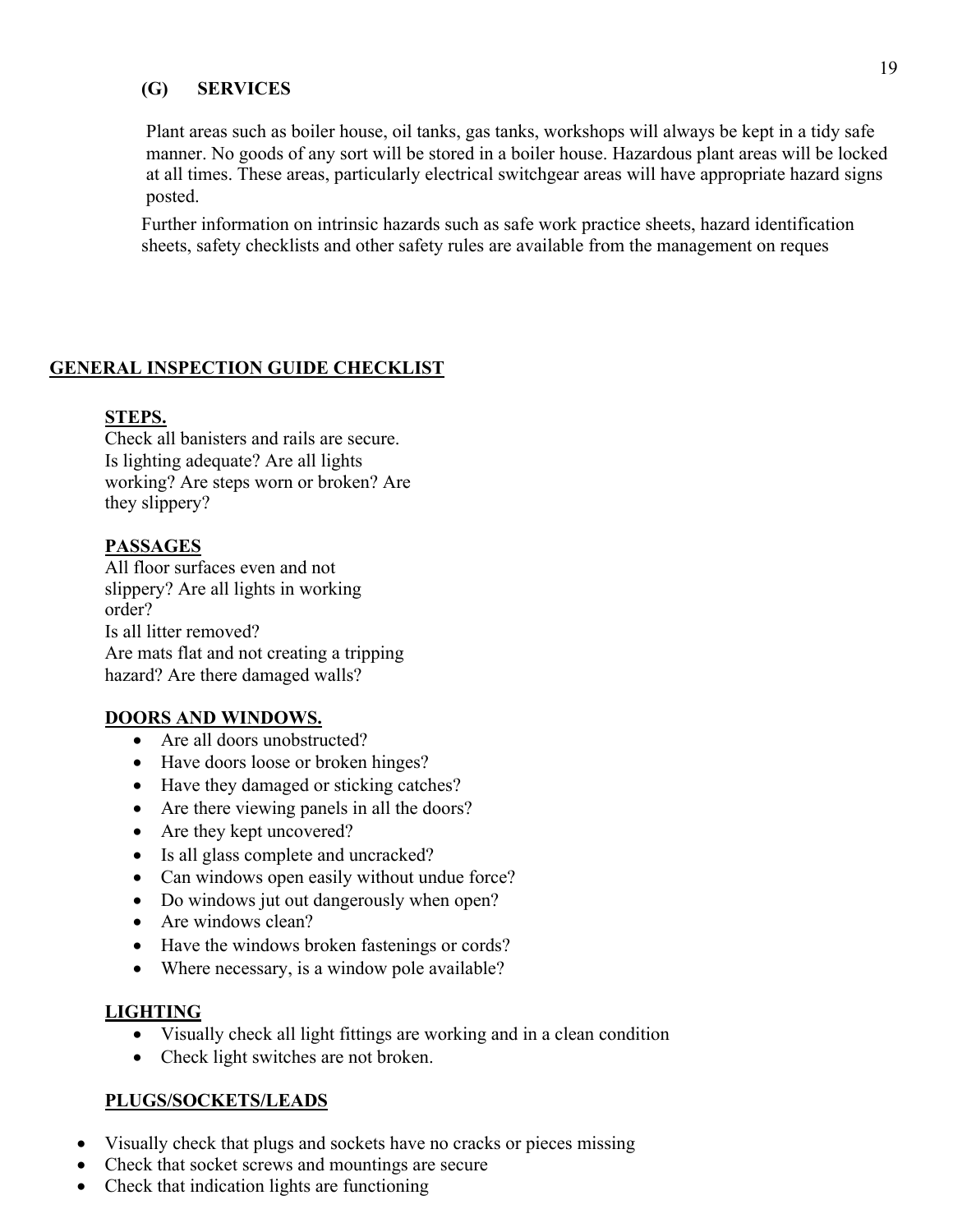### (G) SERVICES

Plant areas such as boiler house, oil tanks, gas tanks, workshops will always be kept in a tidy safe manner. No goods of any sort will be stored in a boiler house. Hazardous plant areas will be locked at all times. These areas, particularly electrical switchgear areas will have appropriate hazard signs posted.

Further information on intrinsic hazards such as safe work practice sheets, hazard identification sheets, safety checklists and other safety rules are available from the management on reques

## GENERAL INSPECTION GUIDE CHECKLIST

### STEPS.

Check all banisters and rails are secure. Is lighting adequate? Are all lights working? Are steps worn or broken? Are they slippery?

### PASSAGES

All floor surfaces even and not slippery? Are all lights in working order?
Is all litter removed?
Are mats flat and not creating a tripping hazard? Are there damaged walls?

### DOORS AND WINDOWS.

- Are all doors unobstructed?
- Have doors loose or broken hinges?
- Have they damaged or sticking catches?
- Are there viewing panels in all the doors?
- Are they kept uncovered?
- Is all glass complete and uncracked?
- Can windows open easily without undue force?
- Do windows jut out dangerously when open?
- Are windows clean?
- Have the windows broken fastenings or cords?
- Where necessary, is a window pole available?

### LIGHTING

- Visually check all light fittings are working and in a clean condition
- Check light switches are not broken.

### PLUGS/SOCKETS/LEADS

- Visually check that plugs and sockets have no cracks or pieces missing
- Check that socket screws and mountings are secure
- Check that indication lights are functioning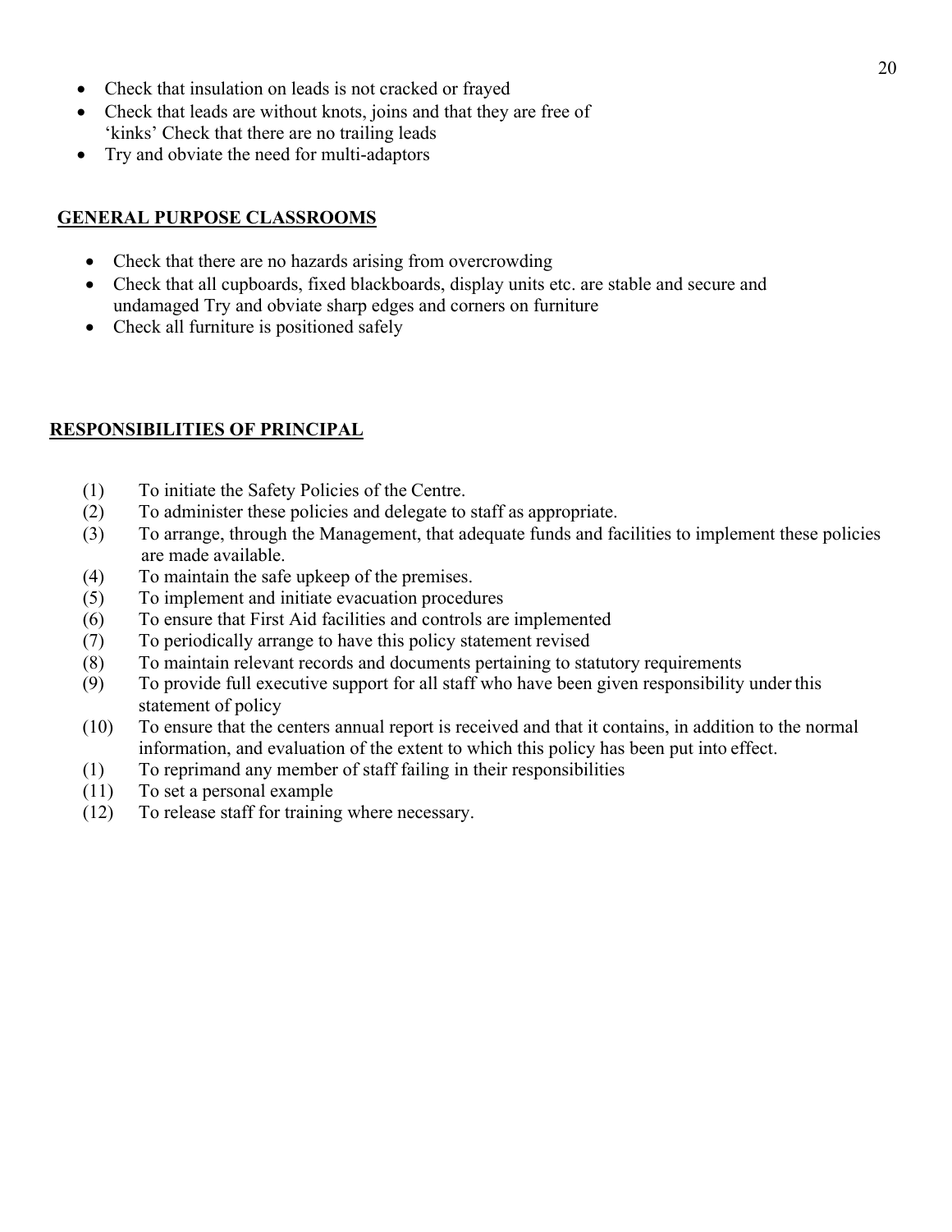- Check that insulation on leads is not cracked or frayed
- Check that leads are without knots, joins and that they are free of 'kinks' Check that there are no trailing leads
- Try and obviate the need for multi-adaptors

## GENERAL PURPOSE CLASSROOMS

- Check that there are no hazards arising from overcrowding
- Check that all cupboards, fixed blackboards, display units etc. are stable and secure and undamaged Try and obviate sharp edges and corners on furniture
- Check all furniture is positioned safely

## RESPONSIBILITIES OF PRINCIPAL

(1) To initiate the Safety Policies of the Centre.

(2) To administer these policies and delegate to staff as appropriate.

(3) To arrange, through the Management, that adequate funds and facilities to implement these policies are made available.

(4) To maintain the safe upkeep of the premises.

(5) To implement and initiate evacuation procedures

(6) To ensure that First Aid facilities and controls are implemented

(7) To periodically arrange to have this policy statement revised

(8) To maintain relevant records and documents pertaining to statutory requirements

(9) To provide full executive support for all staff who have been given responsibility under this statement of policy

(10) To ensure that the centers annual report is received and that it contains, in addition to the normal information, and evaluation of the extent to which this policy has been put into effect.

(1) To reprimand any member of staff failing in their responsibilities

(11) To set a personal example

(12) To release staff for training where necessary.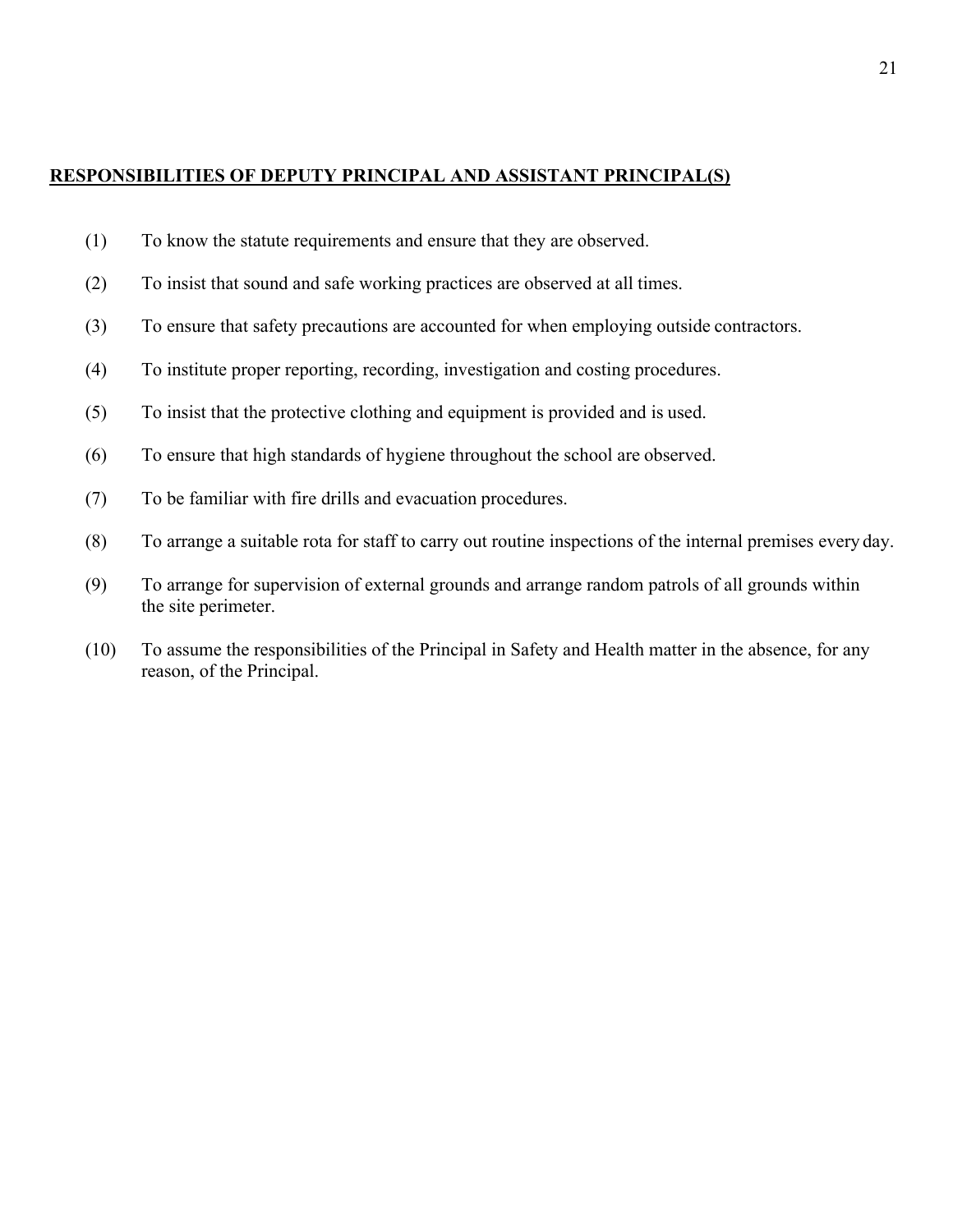## RESPONSIBILITIES OF DEPUTY PRINCIPAL AND ASSISTANT PRINCIPAL(S)

(1) To know the statute requirements and ensure that they are observed.

(2) To insist that sound and safe working practices are observed at all times.

(3) To ensure that safety precautions are accounted for when employing outside contractors.

(4) To institute proper reporting, recording, investigation and costing procedures.

(5) To insist that the protective clothing and equipment is provided and is used.

(6) To ensure that high standards of hygiene throughout the school are observed.

(7) To be familiar with fire drills and evacuation procedures.

(8) To arrange a suitable rota for staff to carry out routine inspections of the internal premises every day.

(9) To arrange for supervision of external grounds and arrange random patrols of all grounds within the site perimeter.

(10) To assume the responsibilities of the Principal in Safety and Health matter in the absence, for any reason, of the Principal.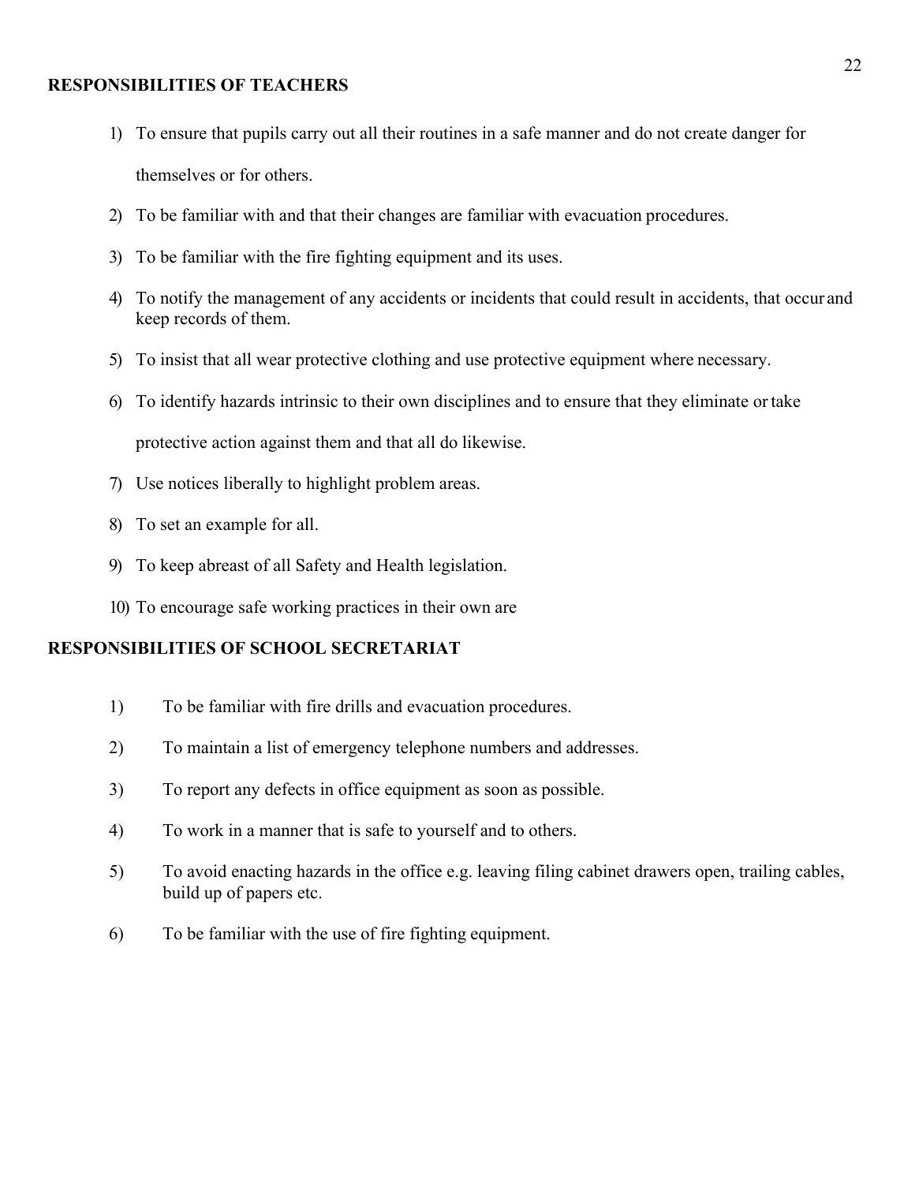**RESPONSIBILITIES OF TEACHERS**

1) To ensure that pupils carry out all their routines in a safe manner and do not create danger for themselves or for others.
2) To be familiar with and that their changes are familiar with evacuation procedures.
3) To be familiar with the fire fighting equipment and its uses.
4) To notify the management of any accidents or incidents that could result in accidents, that occur and keep records of them.
5) To insist that all wear protective clothing and use protective equipment where necessary.
6) To identify hazards intrinsic to their own disciplines and to ensure that they eliminate or take protective action against them and that all do likewise.
7) Use notices liberally to highlight problem areas.
8) To set an example for all.
9) To keep abreast of all Safety and Health legislation.
10) To encourage safe working practices in their own are

**RESPONSIBILITIES OF SCHOOL SECRETARIAT**

1) To be familiar with fire drills and evacuation procedures.
2) To maintain a list of emergency telephone numbers and addresses.
3) To report any defects in office equipment as soon as possible.
4) To work in a manner that is safe to yourself and to others.
5) To avoid enacting hazards in the office e.g. leaving filing cabinet drawers open, trailing cables, build up of papers etc.
6) To be familiar with the use of fire fighting equipment.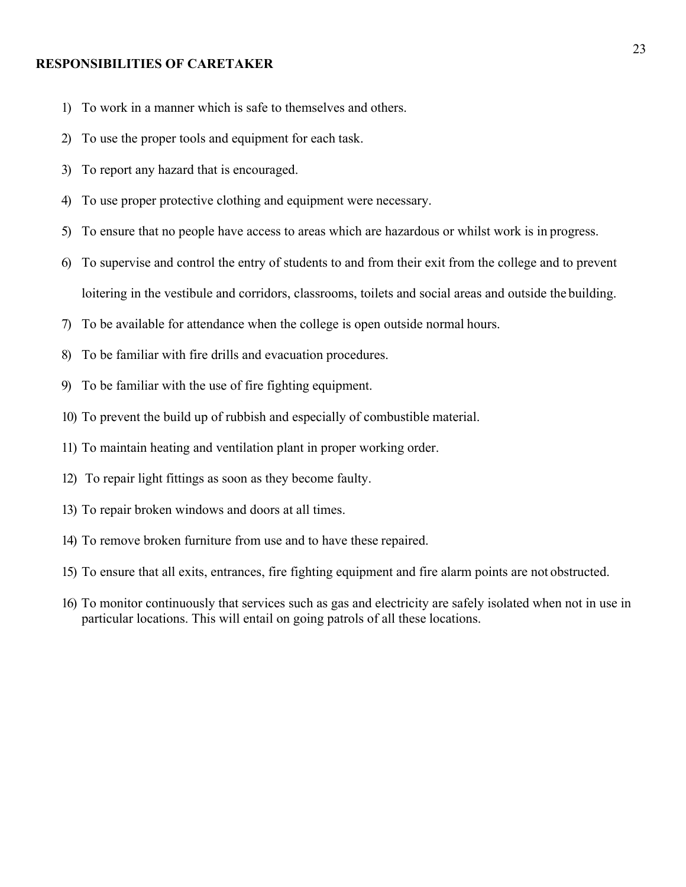**RESPONSIBILITIES OF CARETAKER**

1) To work in a manner which is safe to themselves and others.
2) To use the proper tools and equipment for each task.
3) To report any hazard that is encouraged.
4) To use proper protective clothing and equipment were necessary.
5) To ensure that no people have access to areas which are hazardous or whilst work is in progress.
6) To supervise and control the entry of students to and from their exit from the college and to prevent loitering in the vestibule and corridors, classrooms, toilets and social areas and outside the building.
7) To be available for attendance when the college is open outside normal hours.
8) To be familiar with fire drills and evacuation procedures.
9) To be familiar with the use of fire fighting equipment.
10) To prevent the build up of rubbish and especially of combustible material.
11) To maintain heating and ventilation plant in proper working order.
12) To repair light fittings as soon as they become faulty.
13) To repair broken windows and doors at all times.
14) To remove broken furniture from use and to have these repaired.
15) To ensure that all exits, entrances, fire fighting equipment and fire alarm points are not obstructed.
16) To monitor continuously that services such as gas and electricity are safely isolated when not in use in particular locations. This will entail on going patrols of all these locations.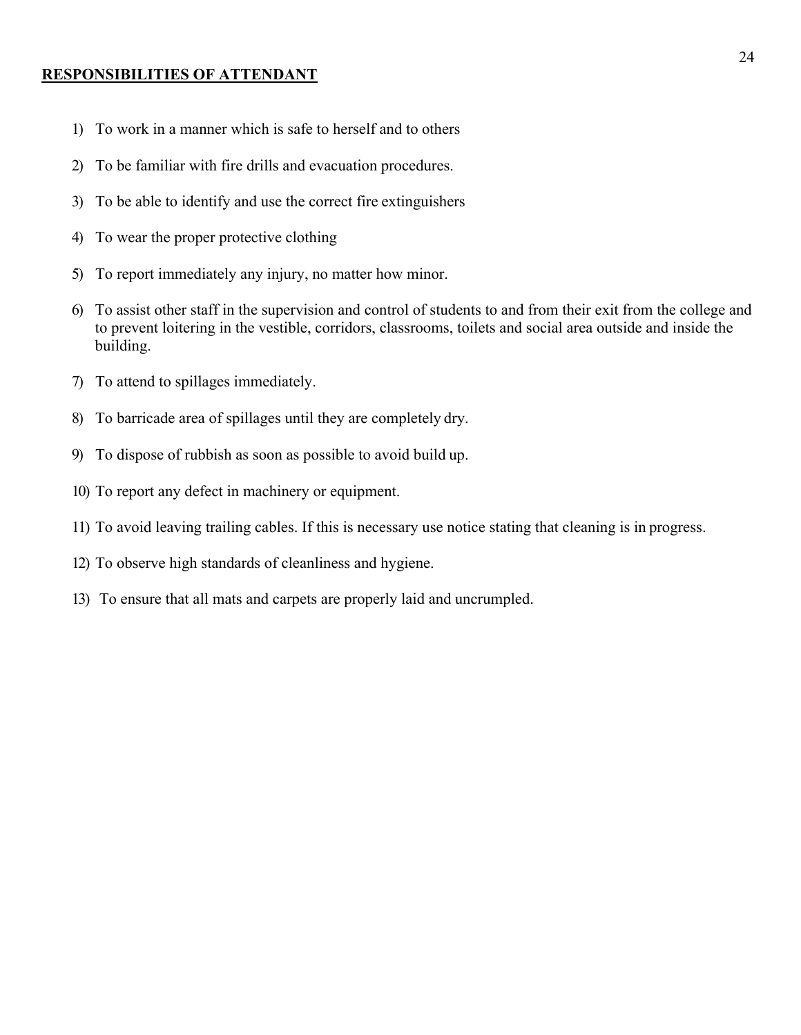**RESPONSIBILITIES OF ATTENDANT**

1) To work in a manner which is safe to herself and to others
2) To be familiar with fire drills and evacuation procedures.
3) To be able to identify and use the correct fire extinguishers
4) To wear the proper protective clothing
5) To report immediately any injury, no matter how minor.
6) To assist other staff in the supervision and control of students to and from their exit from the college and to prevent loitering in the vestible, corridors, classrooms, toilets and social area outside and inside the building.
7) To attend to spillages immediately.
8) To barricade area of spillages until they are completely dry.
9) To dispose of rubbish as soon as possible to avoid build up.
10) To report any defect in machinery or equipment.
11) To avoid leaving trailing cables. If this is necessary use notice stating that cleaning is in progress.
12) To observe high standards of cleanliness and hygiene.
13) To ensure that all mats and carpets are properly laid and uncrumpled.